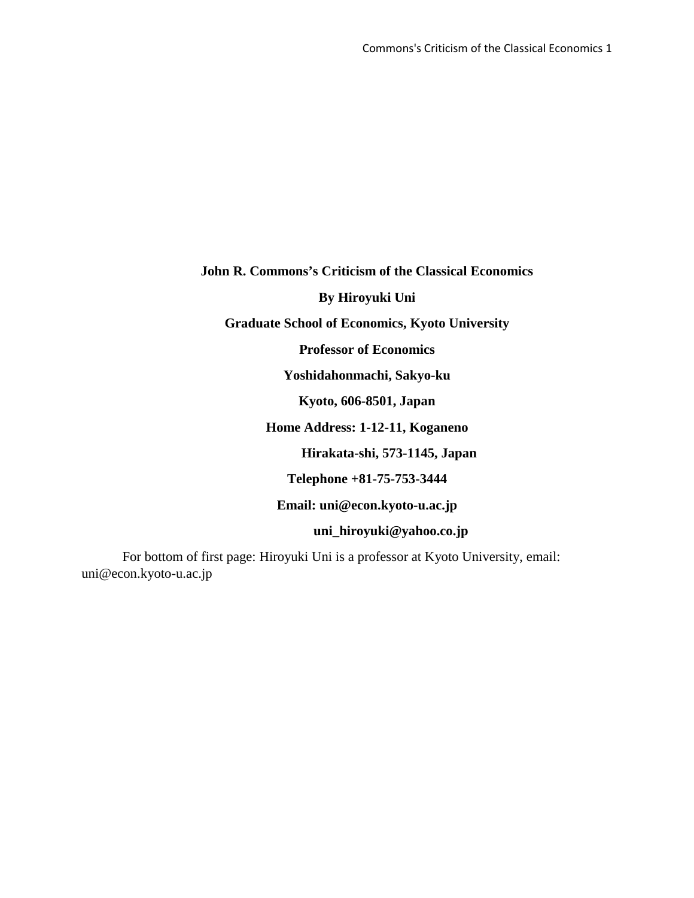**John R. Commons's Criticism of the Classical Economics**

**By Hiroyuki Uni**

**Graduate School of Economics, Kyoto University**

**Professor of Economics**

**Yoshidahonmachi, Sakyo-ku**

**Kyoto, 606-8501, Japan**

**Home Address: 1-12-11, Koganeno**

**Hirakata-shi, 573-1145, Japan**

**Telephone +81-75-753-3444**

**Email: uni@econ.kyoto-u.ac.jp**

**uni_hiroyuki@yahoo.co.jp**

For bottom of first page: Hiroyuki Uni is a professor at Kyoto University, email: uni@econ.kyoto-u.ac.jp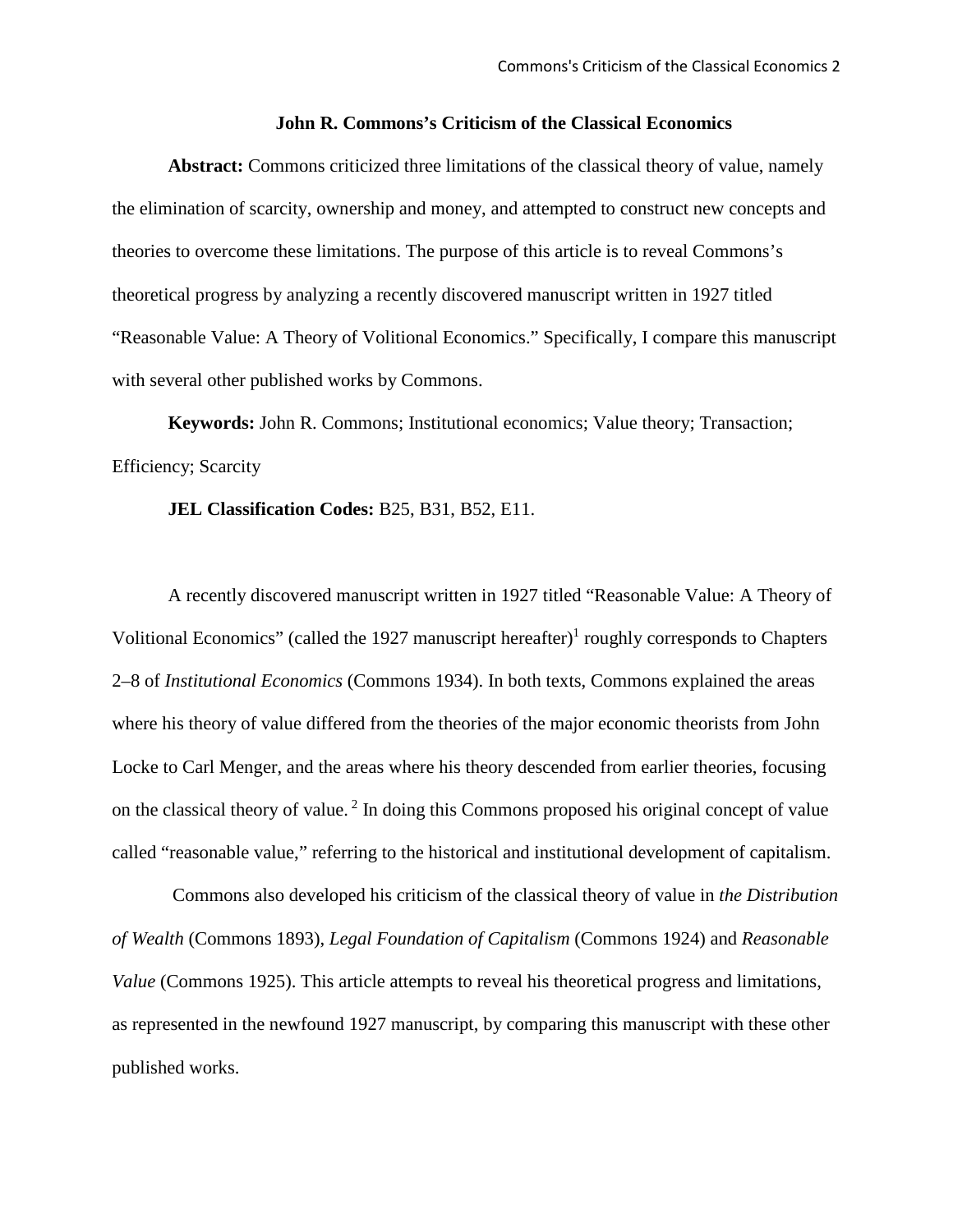# John R. Commons's Criticism of the Classical Economics

**Abstract:** Commons criticized three limitations of the classical theory of value, namely the elimination of scarcity, ownership and money, and attempted to construct new concepts and theories to overcome these limitations. The purpose of this article is to reveal Commons's theoretical progress by analyzing a recently discovered manuscript written in 1927 titled "Reasonable Value: A Theory of Volitional Economics." Specifically, I compare this manuscript with several other published works by Commons.

**Keywords:** John R. Commons; Institutional economics; Value theory; Transaction; Efficiency; Scarcity

**JEL Classification Codes:** B25, B31, B52, E11.

A recently discovered manuscript written in 1927 titled "Reasonable Value: A Theory of Volitional Economics" (called the 1927 manuscript hereafter)[1] roughly corresponds to Chapters 2–8 of *Institutional Economics* (Commons 1934). In both texts, Commons explained the areas where his theory of value differed from the theories of the major economic theorists from John Locke to Carl Menger, and the areas where his theory descended from earlier theories, focusing on the classical theory of value. [2] In doing this Commons proposed his original concept of value called "reasonable value," referring to the historical and institutional development of capitalism.

Commons also developed his criticism of the classical theory of value in *the Distribution of Wealth* (Commons 1893), *Legal Foundation of Capitalism* (Commons 1924) and *Reasonable Value* (Commons 1925). This article attempts to reveal his theoretical progress and limitations, as represented in the newfound 1927 manuscript, by comparing this manuscript with these other published works.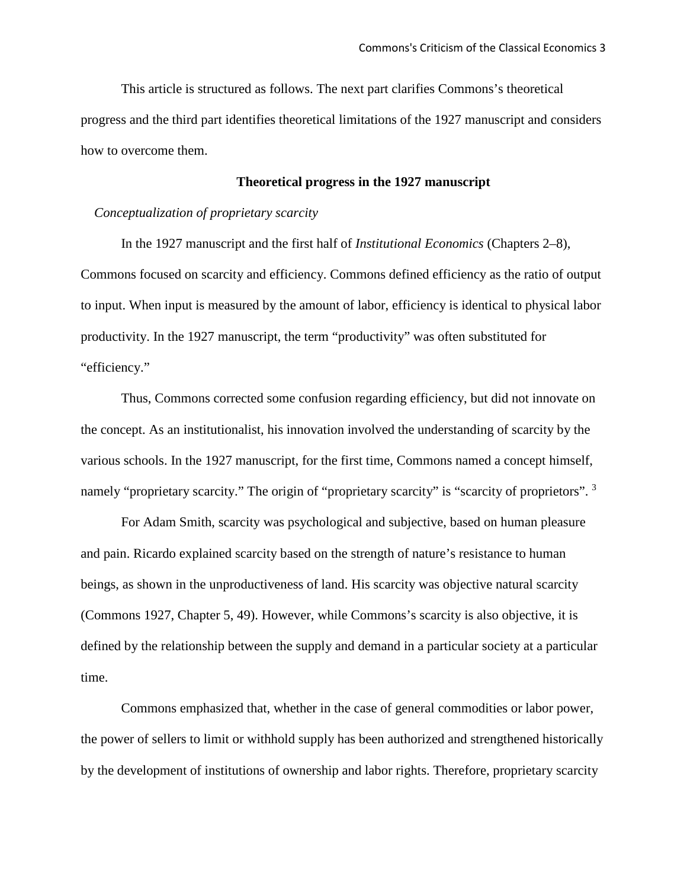This article is structured as follows. The next part clarifies Commons's theoretical progress and the third part identifies theoretical limitations of the 1927 manuscript and considers how to overcome them.

## Theoretical progress in the 1927 manuscript

### *Conceptualization of proprietary scarcity*

In the 1927 manuscript and the first half of *Institutional Economics* (Chapters 2–8), Commons focused on scarcity and efficiency. Commons defined efficiency as the ratio of output to input. When input is measured by the amount of labor, efficiency is identical to physical labor productivity. In the 1927 manuscript, the term "productivity" was often substituted for "efficiency."

Thus, Commons corrected some confusion regarding efficiency, but did not innovate on the concept. As an institutionalist, his innovation involved the understanding of scarcity by the various schools. In the 1927 manuscript, for the first time, Commons named a concept himself, namely "proprietary scarcity." The origin of "proprietary scarcity" is "scarcity of proprietors". [3]

For Adam Smith, scarcity was psychological and subjective, based on human pleasure and pain. Ricardo explained scarcity based on the strength of nature's resistance to human beings, as shown in the unproductiveness of land. His scarcity was objective natural scarcity (Commons 1927, Chapter 5, 49). However, while Commons's scarcity is also objective, it is defined by the relationship between the supply and demand in a particular society at a particular time.

Commons emphasized that, whether in the case of general commodities or labor power, the power of sellers to limit or withhold supply has been authorized and strengthened historically by the development of institutions of ownership and labor rights. Therefore, proprietary scarcity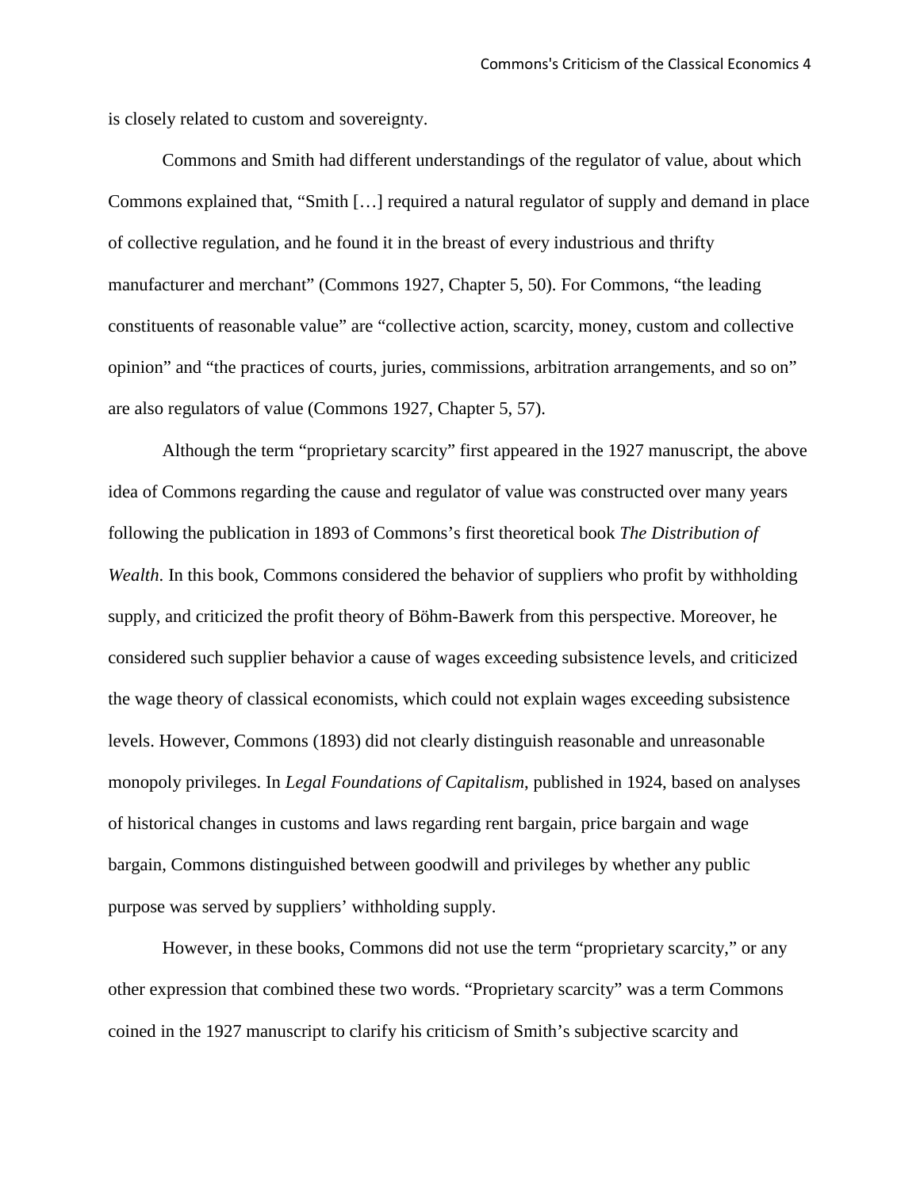is closely related to custom and sovereignty.

Commons and Smith had different understandings of the regulator of value, about which Commons explained that, "Smith […] required a natural regulator of supply and demand in place of collective regulation, and he found it in the breast of every industrious and thrifty manufacturer and merchant" (Commons 1927, Chapter 5, 50). For Commons, "the leading constituents of reasonable value" are "collective action, scarcity, money, custom and collective opinion" and "the practices of courts, juries, commissions, arbitration arrangements, and so on" are also regulators of value (Commons 1927, Chapter 5, 57).

Although the term "proprietary scarcity" first appeared in the 1927 manuscript, the above idea of Commons regarding the cause and regulator of value was constructed over many years following the publication in 1893 of Commons's first theoretical book *The Distribution of Wealth*. In this book, Commons considered the behavior of suppliers who profit by withholding supply, and criticized the profit theory of Böhm-Bawerk from this perspective. Moreover, he considered such supplier behavior a cause of wages exceeding subsistence levels, and criticized the wage theory of classical economists, which could not explain wages exceeding subsistence levels. However, Commons (1893) did not clearly distinguish reasonable and unreasonable monopoly privileges. In *Legal Foundations of Capitalism*, published in 1924, based on analyses of historical changes in customs and laws regarding rent bargain, price bargain and wage bargain, Commons distinguished between goodwill and privileges by whether any public purpose was served by suppliers' withholding supply.

However, in these books, Commons did not use the term "proprietary scarcity," or any other expression that combined these two words. "Proprietary scarcity" was a term Commons coined in the 1927 manuscript to clarify his criticism of Smith's subjective scarcity and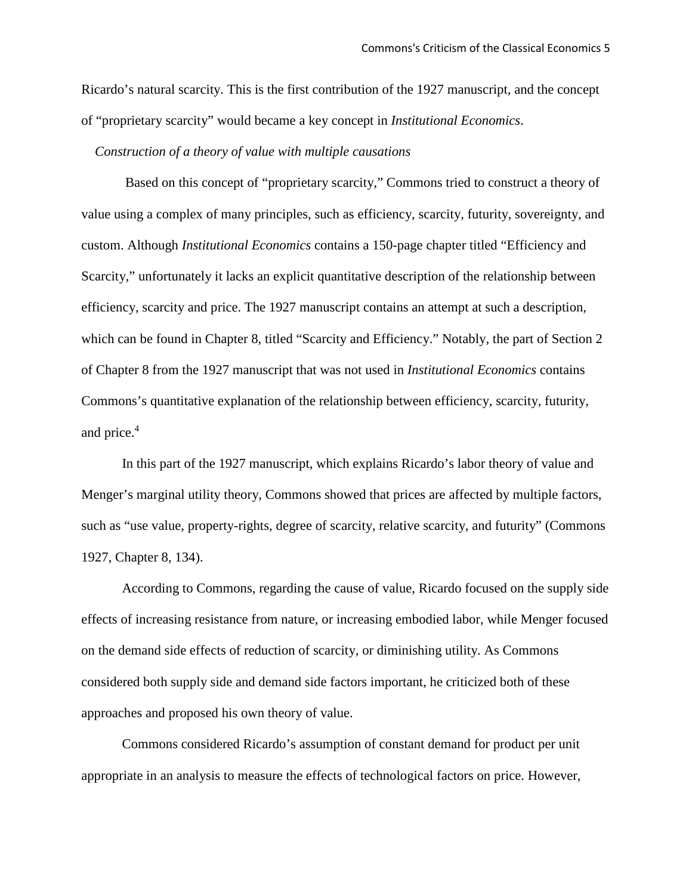Ricardo's natural scarcity. This is the first contribution of the 1927 manuscript, and the concept of "proprietary scarcity" would became a key concept in *Institutional Economics*.

*Construction of a theory of value with multiple causations*

Based on this concept of "proprietary scarcity," Commons tried to construct a theory of value using a complex of many principles, such as efficiency, scarcity, futurity, sovereignty, and custom. Although *Institutional Economics* contains a 150-page chapter titled "Efficiency and Scarcity," unfortunately it lacks an explicit quantitative description of the relationship between efficiency, scarcity and price. The 1927 manuscript contains an attempt at such a description, which can be found in Chapter 8, titled "Scarcity and Efficiency." Notably, the part of Section 2 of Chapter 8 from the 1927 manuscript that was not used in *Institutional Economics* contains Commons's quantitative explanation of the relationship between efficiency, scarcity, futurity, and price.[4]

In this part of the 1927 manuscript, which explains Ricardo's labor theory of value and Menger's marginal utility theory, Commons showed that prices are affected by multiple factors, such as "use value, property-rights, degree of scarcity, relative scarcity, and futurity" (Commons 1927, Chapter 8, 134).

According to Commons, regarding the cause of value, Ricardo focused on the supply side effects of increasing resistance from nature, or increasing embodied labor, while Menger focused on the demand side effects of reduction of scarcity, or diminishing utility. As Commons considered both supply side and demand side factors important, he criticized both of these approaches and proposed his own theory of value.

Commons considered Ricardo's assumption of constant demand for product per unit appropriate in an analysis to measure the effects of technological factors on price. However,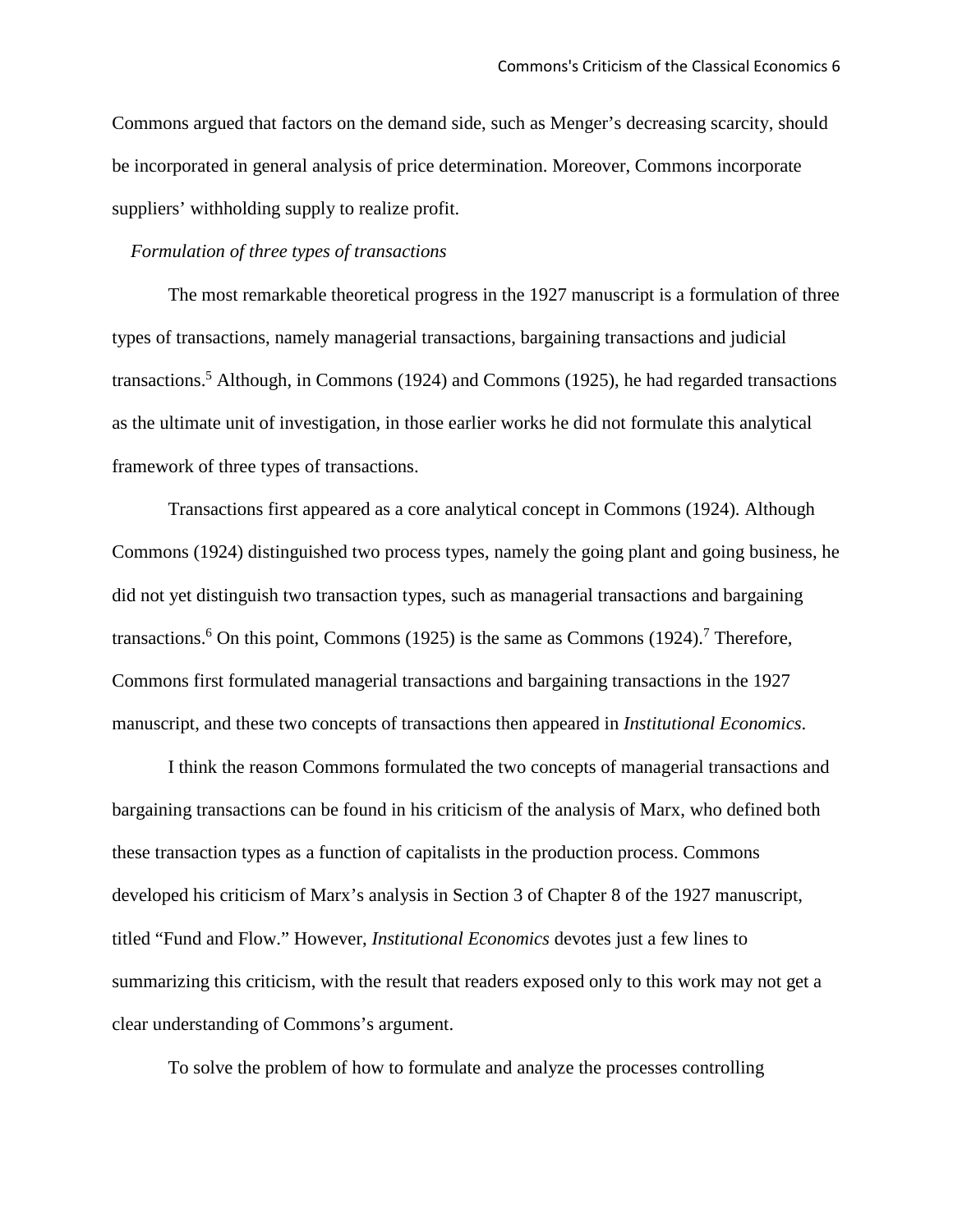Commons argued that factors on the demand side, such as Menger's decreasing scarcity, should be incorporated in general analysis of price determination. Moreover, Commons incorporate suppliers' withholding supply to realize profit.

*Formulation of three types of transactions*

The most remarkable theoretical progress in the 1927 manuscript is a formulation of three types of transactions, namely managerial transactions, bargaining transactions and judicial transactions.[5] Although, in Commons (1924) and Commons (1925), he had regarded transactions as the ultimate unit of investigation, in those earlier works he did not formulate this analytical framework of three types of transactions.

Transactions first appeared as a core analytical concept in Commons (1924). Although Commons (1924) distinguished two process types, namely the going plant and going business, he did not yet distinguish two transaction types, such as managerial transactions and bargaining transactions.[6] On this point, Commons (1925) is the same as Commons (1924).[7] Therefore, Commons first formulated managerial transactions and bargaining transactions in the 1927 manuscript, and these two concepts of transactions then appeared in *Institutional Economics*.

I think the reason Commons formulated the two concepts of managerial transactions and bargaining transactions can be found in his criticism of the analysis of Marx, who defined both these transaction types as a function of capitalists in the production process. Commons developed his criticism of Marx's analysis in Section 3 of Chapter 8 of the 1927 manuscript, titled "Fund and Flow." However, *Institutional Economics* devotes just a few lines to summarizing this criticism, with the result that readers exposed only to this work may not get a clear understanding of Commons's argument.

To solve the problem of how to formulate and analyze the processes controlling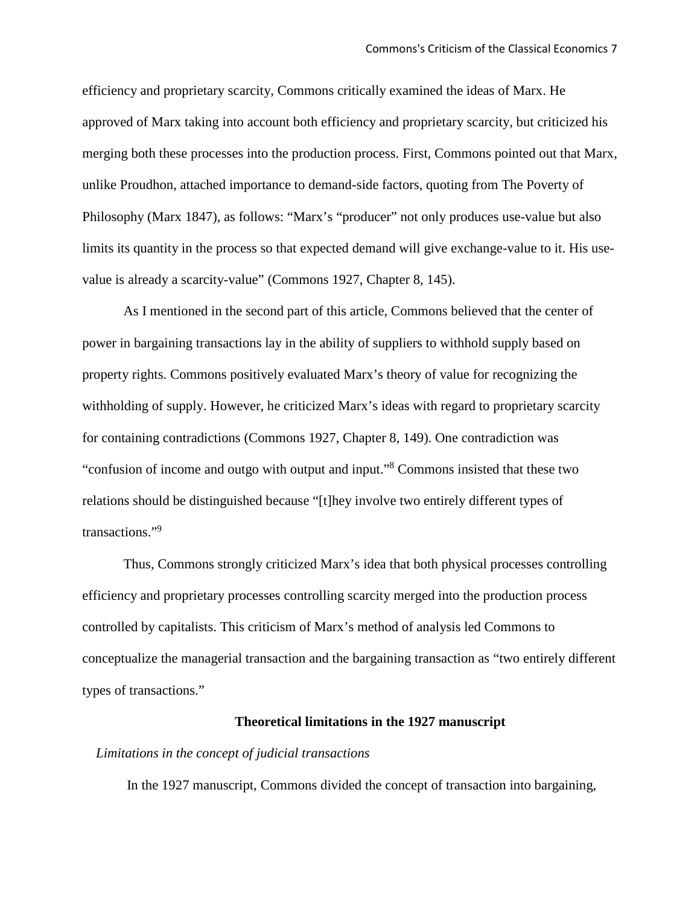efficiency and proprietary scarcity, Commons critically examined the ideas of Marx. He approved of Marx taking into account both efficiency and proprietary scarcity, but criticized his merging both these processes into the production process. First, Commons pointed out that Marx, unlike Proudhon, attached importance to demand-side factors, quoting from The Poverty of Philosophy (Marx 1847), as follows: "Marx's "producer" not only produces use-value but also limits its quantity in the process so that expected demand will give exchange-value to it. His use-value is already a scarcity-value" (Commons 1927, Chapter 8, 145).

As I mentioned in the second part of this article, Commons believed that the center of power in bargaining transactions lay in the ability of suppliers to withhold supply based on property rights. Commons positively evaluated Marx's theory of value for recognizing the withholding of supply. However, he criticized Marx's ideas with regard to proprietary scarcity for containing contradictions (Commons 1927, Chapter 8, 149). One contradiction was "confusion of income and outgo with output and input."[8] Commons insisted that these two relations should be distinguished because "[t]hey involve two entirely different types of transactions."[9]

Thus, Commons strongly criticized Marx's idea that both physical processes controlling efficiency and proprietary processes controlling scarcity merged into the production process controlled by capitalists. This criticism of Marx's method of analysis led Commons to conceptualize the managerial transaction and the bargaining transaction as "two entirely different types of transactions."

## Theoretical limitations in the 1927 manuscript

### *Limitations in the concept of judicial transactions*

In the 1927 manuscript, Commons divided the concept of transaction into bargaining,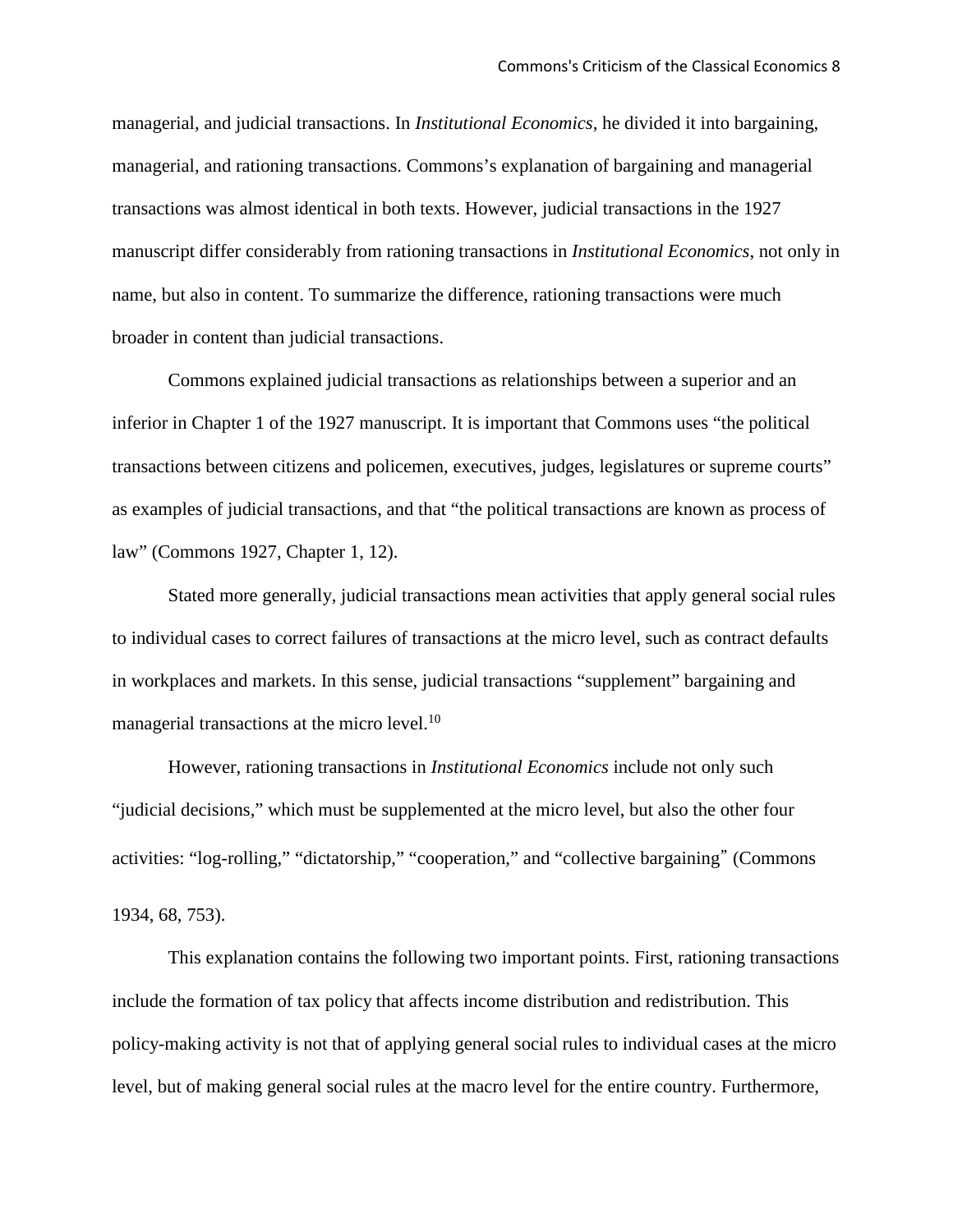managerial, and judicial transactions. In *Institutional Economics*, he divided it into bargaining, managerial, and rationing transactions. Commons's explanation of bargaining and managerial transactions was almost identical in both texts. However, judicial transactions in the 1927 manuscript differ considerably from rationing transactions in *Institutional Economics*, not only in name, but also in content. To summarize the difference, rationing transactions were much broader in content than judicial transactions.

Commons explained judicial transactions as relationships between a superior and an inferior in Chapter 1 of the 1927 manuscript. It is important that Commons uses "the political transactions between citizens and policemen, executives, judges, legislatures or supreme courts" as examples of judicial transactions, and that "the political transactions are known as process of law" (Commons 1927, Chapter 1, 12).

Stated more generally, judicial transactions mean activities that apply general social rules to individual cases to correct failures of transactions at the micro level, such as contract defaults in workplaces and markets. In this sense, judicial transactions "supplement" bargaining and managerial transactions at the micro level.[10]

However, rationing transactions in *Institutional Economics* include not only such "judicial decisions," which must be supplemented at the micro level, but also the other four activities: "log-rolling," "dictatorship," "cooperation," and "collective bargaining" (Commons 1934, 68, 753).

This explanation contains the following two important points. First, rationing transactions include the formation of tax policy that affects income distribution and redistribution. This policy-making activity is not that of applying general social rules to individual cases at the micro level, but of making general social rules at the macro level for the entire country. Furthermore,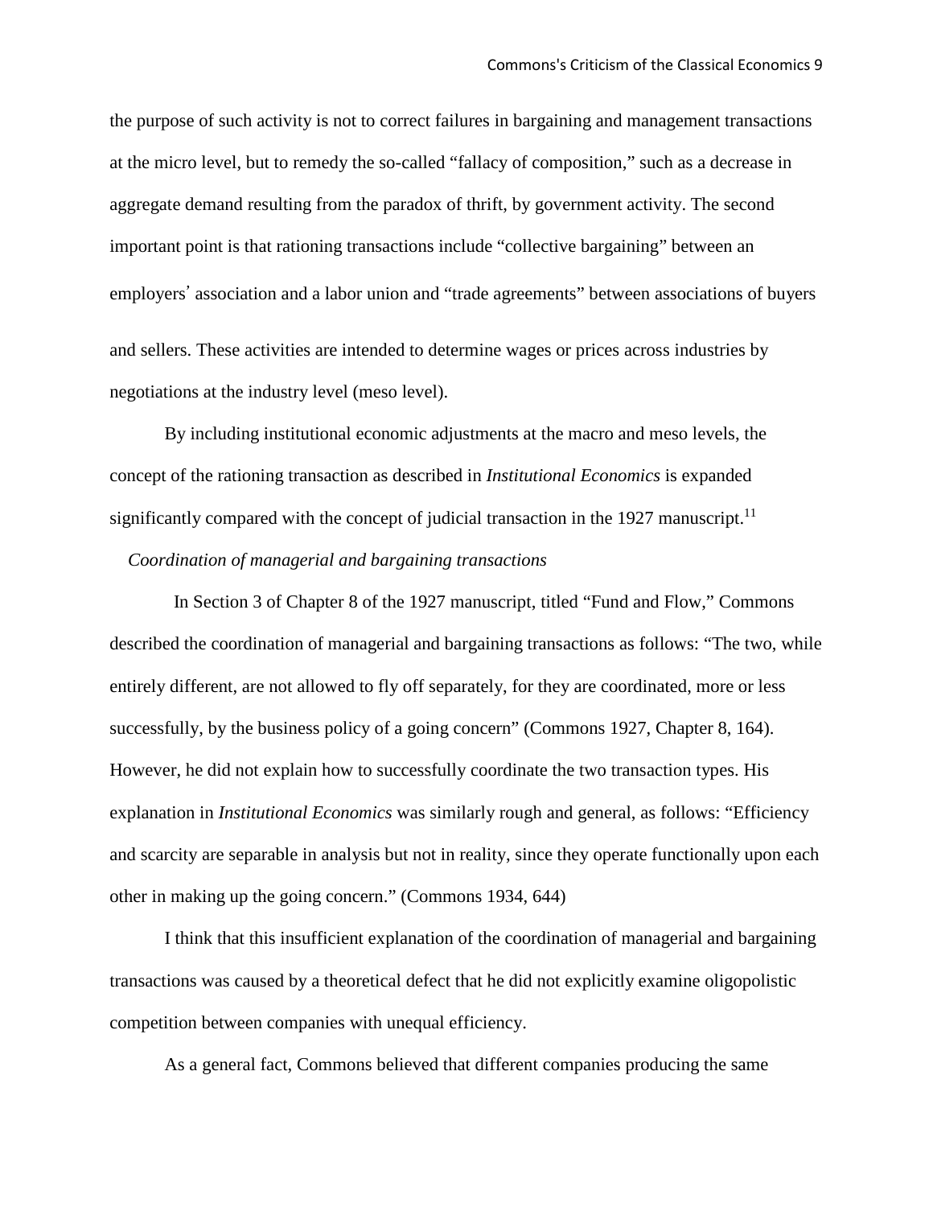the purpose of such activity is not to correct failures in bargaining and management transactions at the micro level, but to remedy the so-called "fallacy of composition," such as a decrease in aggregate demand resulting from the paradox of thrift, by government activity. The second important point is that rationing transactions include "collective bargaining" between an employers' association and a labor union and "trade agreements" between associations of buyers and sellers. These activities are intended to determine wages or prices across industries by negotiations at the industry level (meso level).

By including institutional economic adjustments at the macro and meso levels, the concept of the rationing transaction as described in *Institutional Economics* is expanded significantly compared with the concept of judicial transaction in the 1927 manuscript.[11]

### *Coordination of managerial and bargaining transactions*

In Section 3 of Chapter 8 of the 1927 manuscript, titled "Fund and Flow," Commons described the coordination of managerial and bargaining transactions as follows: "The two, while entirely different, are not allowed to fly off separately, for they are coordinated, more or less successfully, by the business policy of a going concern" (Commons 1927, Chapter 8, 164). However, he did not explain how to successfully coordinate the two transaction types. His explanation in *Institutional Economics* was similarly rough and general, as follows: "Efficiency and scarcity are separable in analysis but not in reality, since they operate functionally upon each other in making up the going concern." (Commons 1934, 644)

I think that this insufficient explanation of the coordination of managerial and bargaining transactions was caused by a theoretical defect that he did not explicitly examine oligopolistic competition between companies with unequal efficiency.

As a general fact, Commons believed that different companies producing the same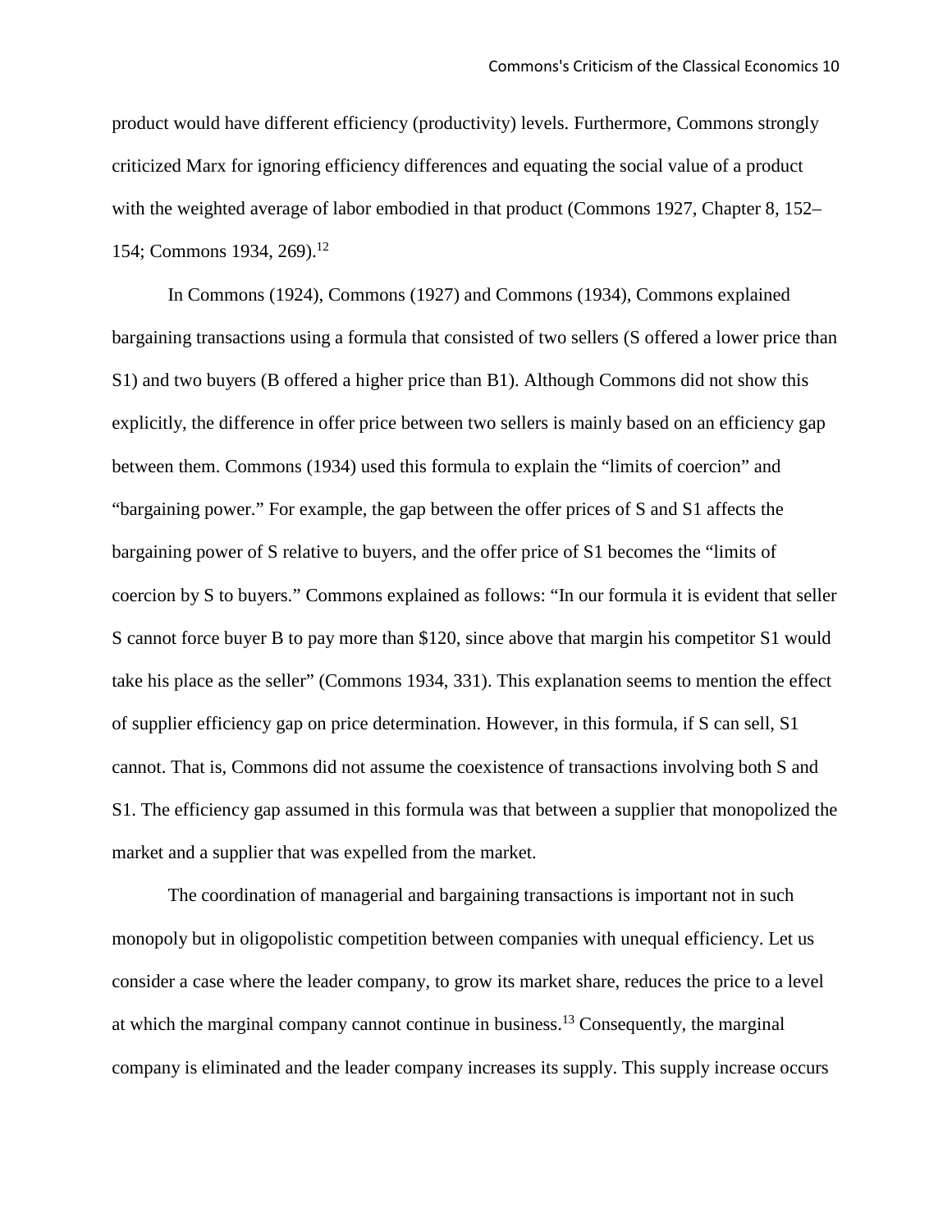product would have different efficiency (productivity) levels. Furthermore, Commons strongly criticized Marx for ignoring efficiency differences and equating the social value of a product with the weighted average of labor embodied in that product (Commons 1927, Chapter 8, 152–154; Commons 1934, 269).[12]

In Commons (1924), Commons (1927) and Commons (1934), Commons explained bargaining transactions using a formula that consisted of two sellers (S offered a lower price than S1) and two buyers (B offered a higher price than B1). Although Commons did not show this explicitly, the difference in offer price between two sellers is mainly based on an efficiency gap between them. Commons (1934) used this formula to explain the "limits of coercion" and "bargaining power." For example, the gap between the offer prices of S and S1 affects the bargaining power of S relative to buyers, and the offer price of S1 becomes the "limits of coercion by S to buyers." Commons explained as follows: "In our formula it is evident that seller S cannot force buyer B to pay more than $120, since above that margin his competitor S1 would take his place as the seller" (Commons 1934, 331). This explanation seems to mention the effect of supplier efficiency gap on price determination. However, in this formula, if S can sell, S1 cannot. That is, Commons did not assume the coexistence of transactions involving both S and S1. The efficiency gap assumed in this formula was that between a supplier that monopolized the market and a supplier that was expelled from the market.

The coordination of managerial and bargaining transactions is important not in such monopoly but in oligopolistic competition between companies with unequal efficiency. Let us consider a case where the leader company, to grow its market share, reduces the price to a level at which the marginal company cannot continue in business.[13] Consequently, the marginal company is eliminated and the leader company increases its supply. This supply increase occurs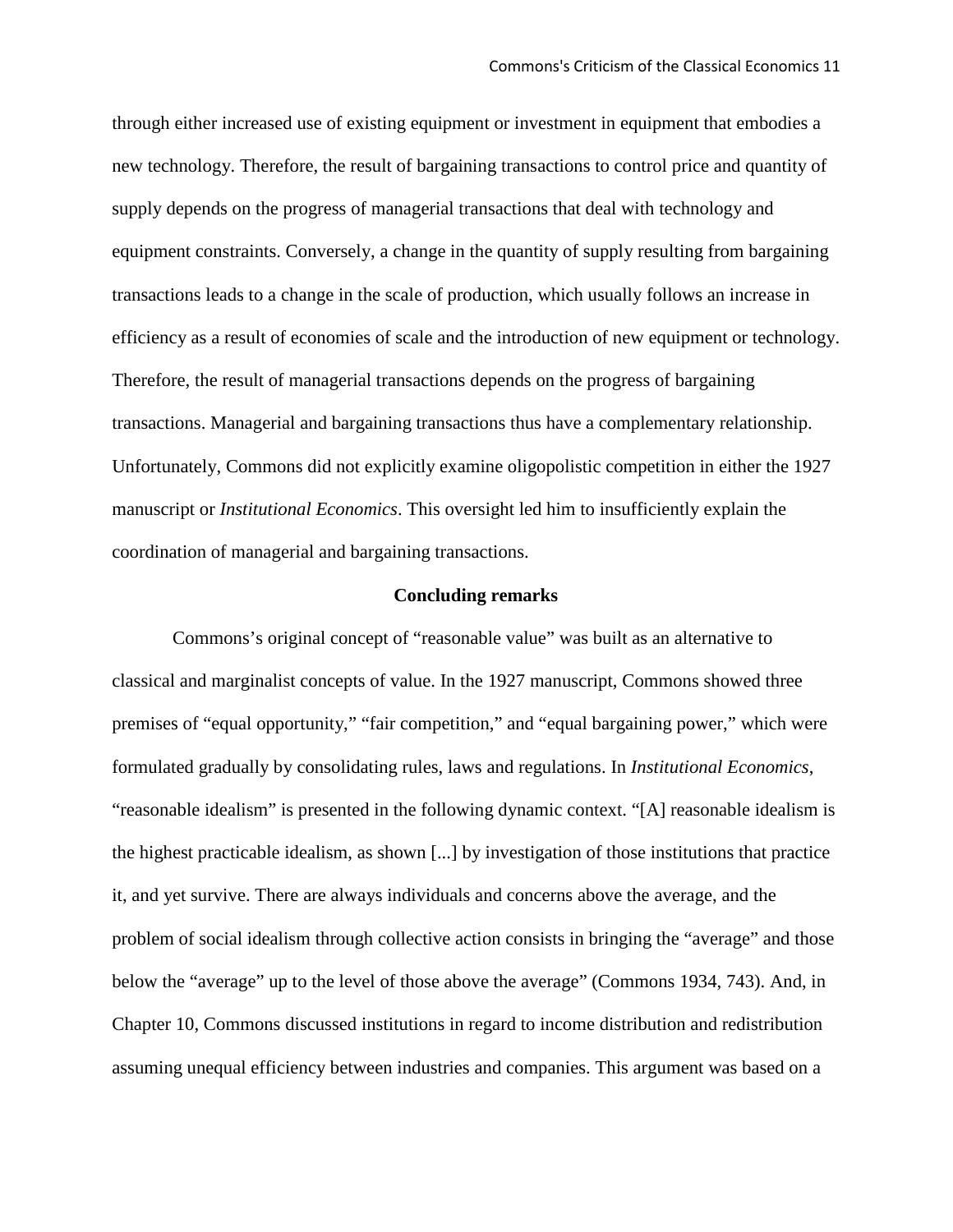through either increased use of existing equipment or investment in equipment that embodies a new technology. Therefore, the result of bargaining transactions to control price and quantity of supply depends on the progress of managerial transactions that deal with technology and equipment constraints. Conversely, a change in the quantity of supply resulting from bargaining transactions leads to a change in the scale of production, which usually follows an increase in efficiency as a result of economies of scale and the introduction of new equipment or technology. Therefore, the result of managerial transactions depends on the progress of bargaining transactions. Managerial and bargaining transactions thus have a complementary relationship. Unfortunately, Commons did not explicitly examine oligopolistic competition in either the 1927 manuscript or *Institutional Economics*. This oversight led him to insufficiently explain the coordination of managerial and bargaining transactions.

## Concluding remarks

Commons's original concept of "reasonable value" was built as an alternative to classical and marginalist concepts of value. In the 1927 manuscript, Commons showed three premises of "equal opportunity," "fair competition," and "equal bargaining power," which were formulated gradually by consolidating rules, laws and regulations. In *Institutional Economics*, "reasonable idealism" is presented in the following dynamic context. "[A] reasonable idealism is the highest practicable idealism, as shown [...] by investigation of those institutions that practice it, and yet survive. There are always individuals and concerns above the average, and the problem of social idealism through collective action consists in bringing the "average" and those below the "average" up to the level of those above the average" (Commons 1934, 743). And, in Chapter 10, Commons discussed institutions in regard to income distribution and redistribution assuming unequal efficiency between industries and companies. This argument was based on a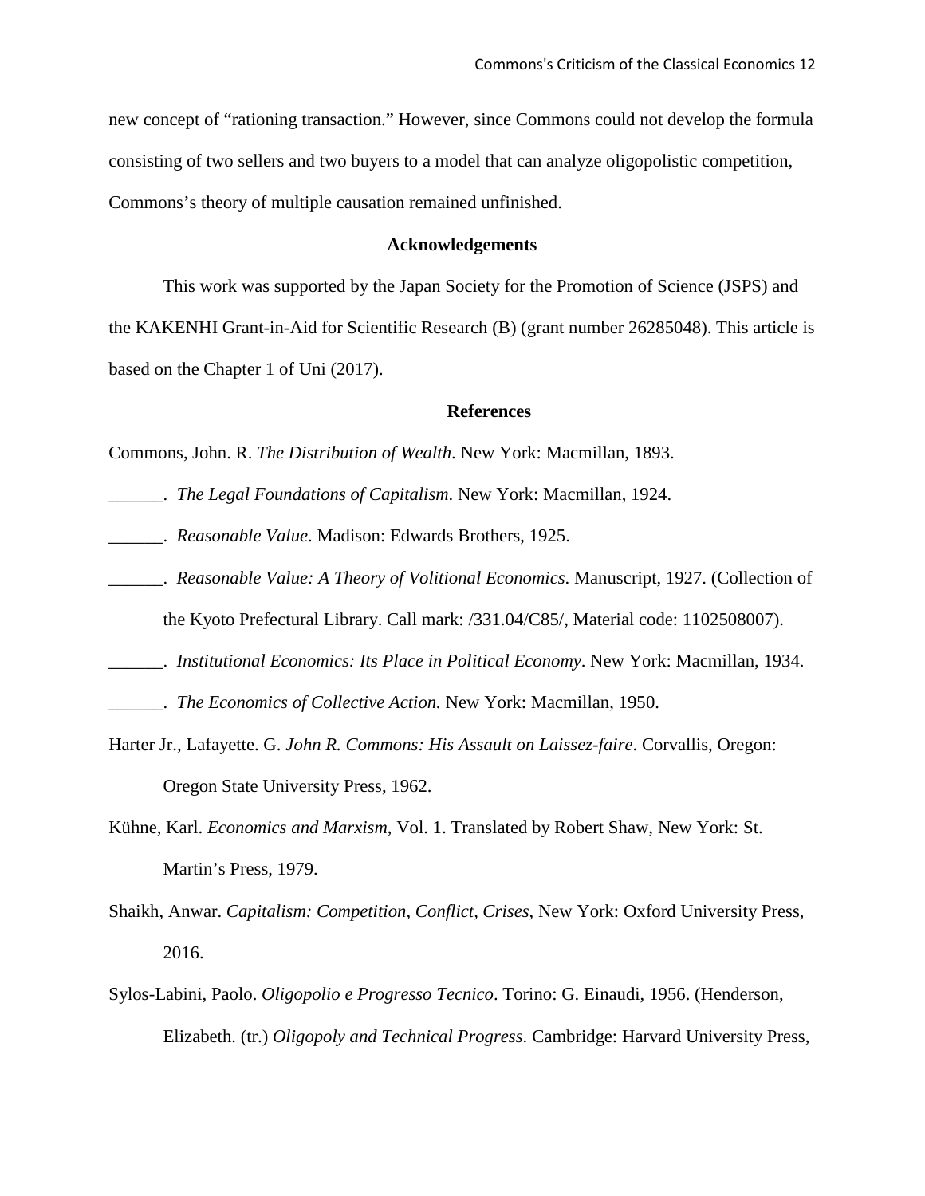new concept of "rationing transaction." However, since Commons could not develop the formula consisting of two sellers and two buyers to a model that can analyze oligopolistic competition, Commons's theory of multiple causation remained unfinished.

## Acknowledgements

This work was supported by the Japan Society for the Promotion of Science (JSPS) and the KAKENHI Grant-in-Aid for Scientific Research (B) (grant number 26285048). This article is based on the Chapter 1 of Uni (2017).

## References

Commons, John. R. *The Distribution of Wealth*. New York: Macmillan, 1893.

______. *The Legal Foundations of Capitalism*. New York: Macmillan, 1924.

______. *Reasonable Value*. Madison: Edwards Brothers, 1925.

______. *Reasonable Value: A Theory of Volitional Economics*. Manuscript, 1927. (Collection of the Kyoto Prefectural Library. Call mark: /331.04/C85/, Material code: 1102508007).

______. *Institutional Economics: Its Place in Political Economy*. New York: Macmillan, 1934.

______. *The Economics of Collective Action.* New York: Macmillan, 1950.

Harter Jr., Lafayette. G. *John R. Commons: His Assault on Laissez-faire*. Corvallis, Oregon: Oregon State University Press, 1962.

Kühne, Karl. *Economics and Marxism*, Vol. 1. Translated by Robert Shaw, New York: St. Martin's Press, 1979.

Shaikh, Anwar. *Capitalism: Competition, Conflict, Crises*, New York: Oxford University Press, 2016.

Sylos-Labini, Paolo. *Oligopolio e Progresso Tecnico*. Torino: G. Einaudi, 1956. (Henderson, Elizabeth. (tr.) *Oligopoly and Technical Progress*. Cambridge: Harvard University Press,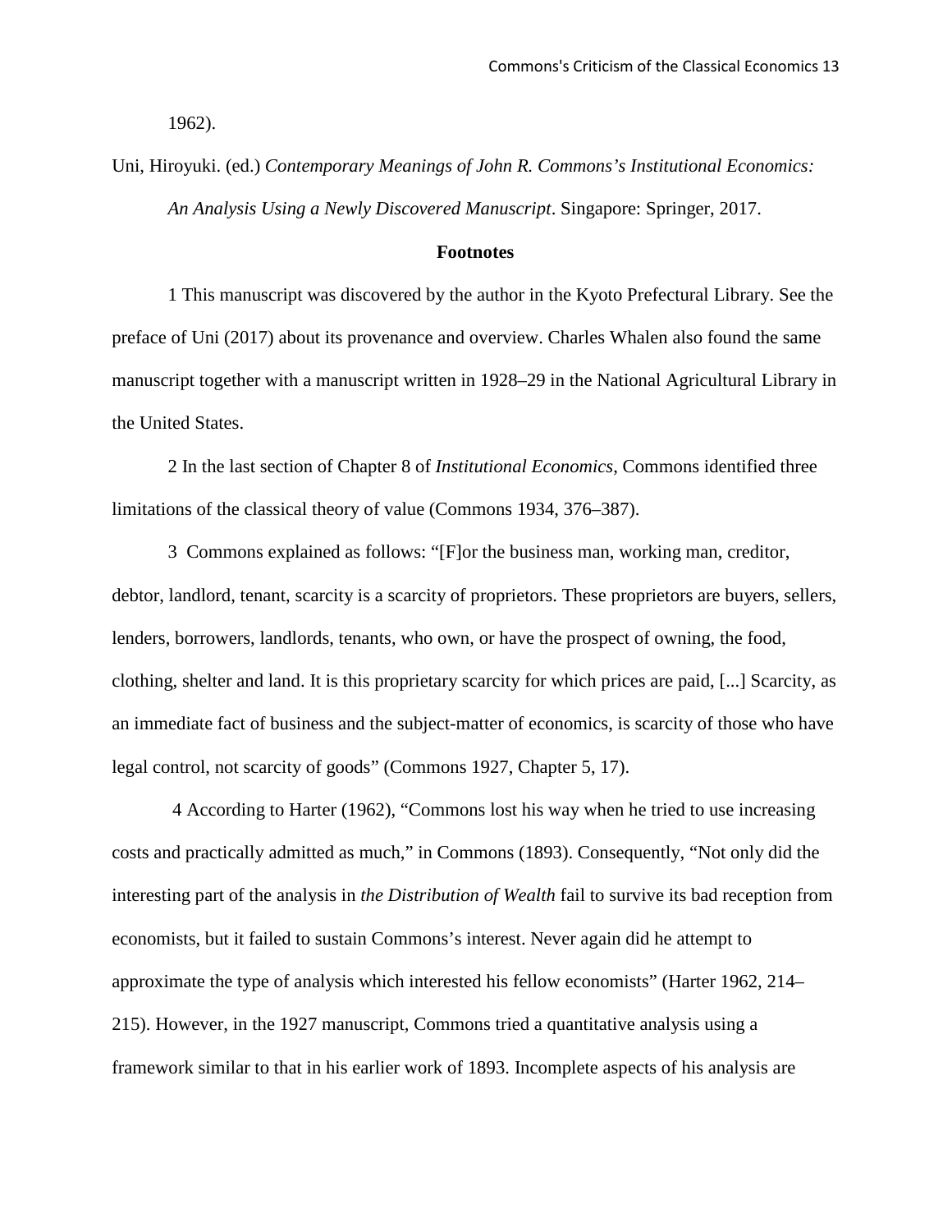1962).

Uni, Hiroyuki. (ed.) *Contemporary Meanings of John R. Commons's Institutional Economics: An Analysis Using a Newly Discovered Manuscript*. Singapore: Springer, 2017.

**Footnotes**

1 This manuscript was discovered by the author in the Kyoto Prefectural Library. See the preface of Uni (2017) about its provenance and overview. Charles Whalen also found the same manuscript together with a manuscript written in 1928–29 in the National Agricultural Library in the United States.

2 In the last section of Chapter 8 of *Institutional Economics*, Commons identified three limitations of the classical theory of value (Commons 1934, 376–387).

3 Commons explained as follows: "[F]or the business man, working man, creditor, debtor, landlord, tenant, scarcity is a scarcity of proprietors. These proprietors are buyers, sellers, lenders, borrowers, landlords, tenants, who own, or have the prospect of owning, the food, clothing, shelter and land. It is this proprietary scarcity for which prices are paid, [...] Scarcity, as an immediate fact of business and the subject-matter of economics, is scarcity of those who have legal control, not scarcity of goods" (Commons 1927, Chapter 5, 17).

4 According to Harter (1962), "Commons lost his way when he tried to use increasing costs and practically admitted as much," in Commons (1893). Consequently, "Not only did the interesting part of the analysis in *the Distribution of Wealth* fail to survive its bad reception from economists, but it failed to sustain Commons's interest. Never again did he attempt to approximate the type of analysis which interested his fellow economists" (Harter 1962, 214–215). However, in the 1927 manuscript, Commons tried a quantitative analysis using a framework similar to that in his earlier work of 1893. Incomplete aspects of his analysis are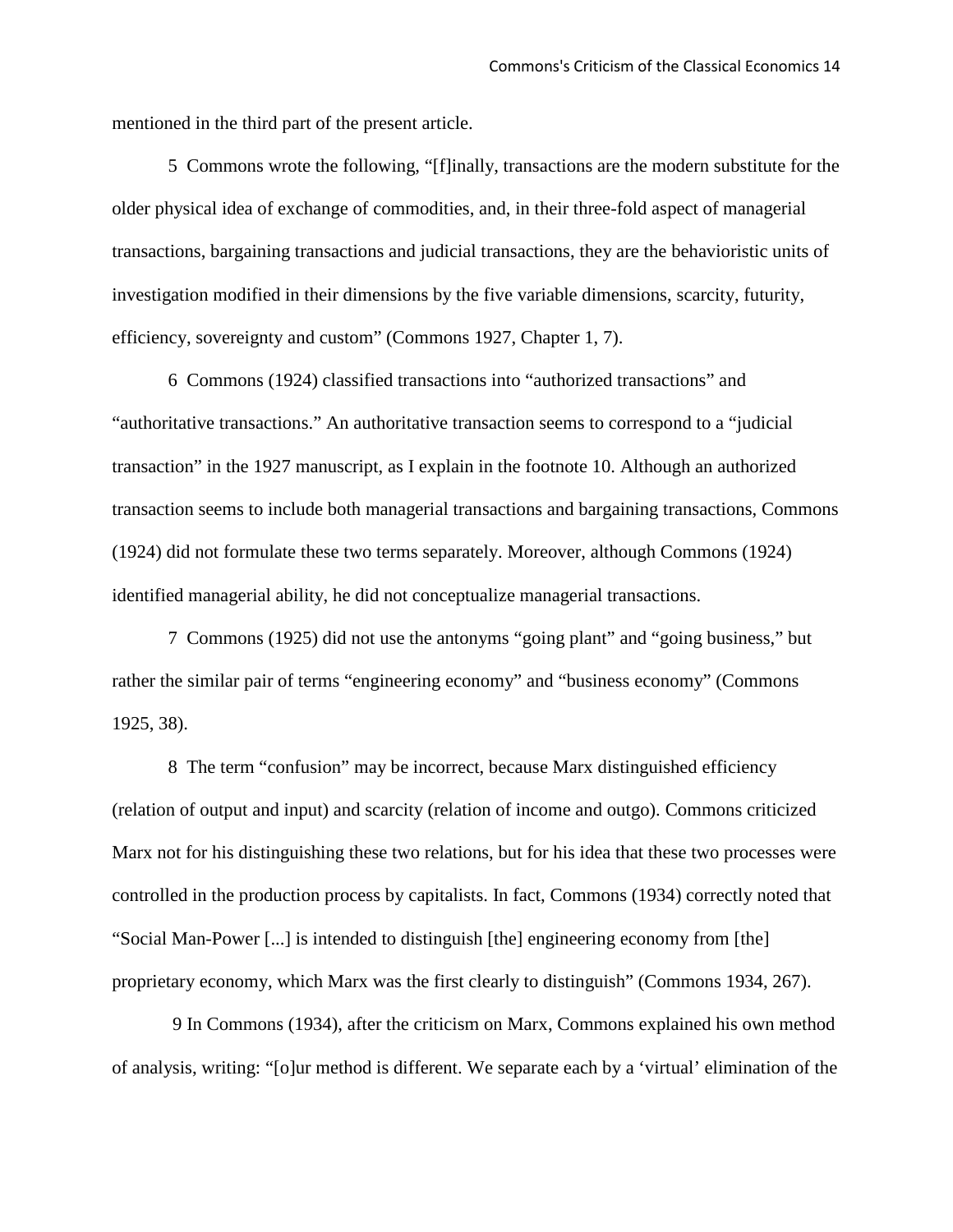mentioned in the third part of the present article.

5 Commons wrote the following, "[f]inally, transactions are the modern substitute for the older physical idea of exchange of commodities, and, in their three-fold aspect of managerial transactions, bargaining transactions and judicial transactions, they are the behavioristic units of investigation modified in their dimensions by the five variable dimensions, scarcity, futurity, efficiency, sovereignty and custom" (Commons 1927, Chapter 1, 7).

6 Commons (1924) classified transactions into "authorized transactions" and "authoritative transactions." An authoritative transaction seems to correspond to a "judicial transaction" in the 1927 manuscript, as I explain in the footnote 10. Although an authorized transaction seems to include both managerial transactions and bargaining transactions, Commons (1924) did not formulate these two terms separately. Moreover, although Commons (1924) identified managerial ability, he did not conceptualize managerial transactions.

7 Commons (1925) did not use the antonyms "going plant" and "going business," but rather the similar pair of terms "engineering economy" and "business economy" (Commons 1925, 38).

8 The term "confusion" may be incorrect, because Marx distinguished efficiency (relation of output and input) and scarcity (relation of income and outgo). Commons criticized Marx not for his distinguishing these two relations, but for his idea that these two processes were controlled in the production process by capitalists. In fact, Commons (1934) correctly noted that "Social Man-Power [...] is intended to distinguish [the] engineering economy from [the] proprietary economy, which Marx was the first clearly to distinguish" (Commons 1934, 267).

9 In Commons (1934), after the criticism on Marx, Commons explained his own method of analysis, writing: "[o]ur method is different. We separate each by a 'virtual' elimination of the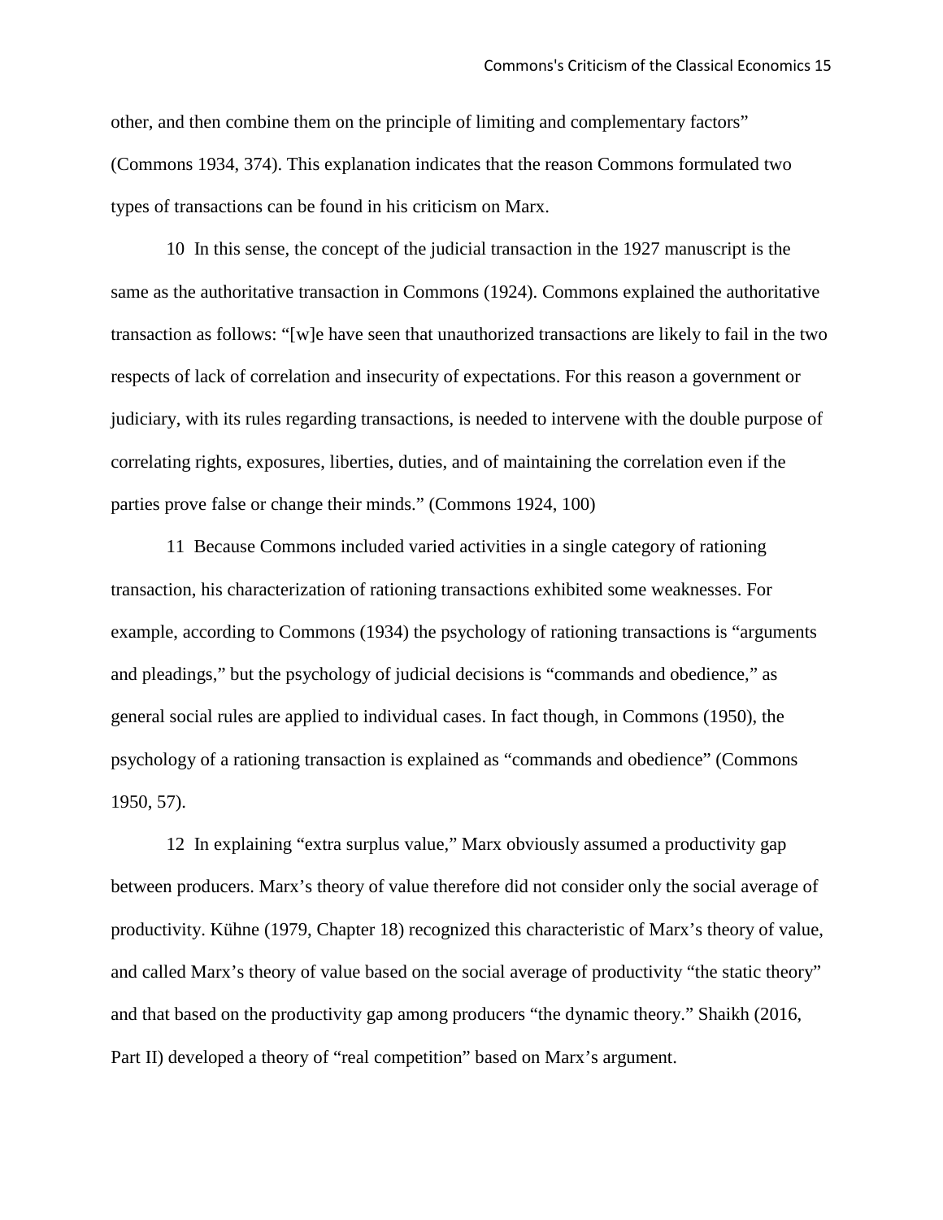other, and then combine them on the principle of limiting and complementary factors" (Commons 1934, 374). This explanation indicates that the reason Commons formulated two types of transactions can be found in his criticism on Marx.

10 In this sense, the concept of the judicial transaction in the 1927 manuscript is the same as the authoritative transaction in Commons (1924). Commons explained the authoritative transaction as follows: "[w]e have seen that unauthorized transactions are likely to fail in the two respects of lack of correlation and insecurity of expectations. For this reason a government or judiciary, with its rules regarding transactions, is needed to intervene with the double purpose of correlating rights, exposures, liberties, duties, and of maintaining the correlation even if the parties prove false or change their minds." (Commons 1924, 100)

11 Because Commons included varied activities in a single category of rationing transaction, his characterization of rationing transactions exhibited some weaknesses. For example, according to Commons (1934) the psychology of rationing transactions is "arguments and pleadings," but the psychology of judicial decisions is "commands and obedience," as general social rules are applied to individual cases. In fact though, in Commons (1950), the psychology of a rationing transaction is explained as "commands and obedience" (Commons 1950, 57).

12 In explaining "extra surplus value," Marx obviously assumed a productivity gap between producers. Marx's theory of value therefore did not consider only the social average of productivity. Kühne (1979, Chapter 18) recognized this characteristic of Marx's theory of value, and called Marx's theory of value based on the social average of productivity "the static theory" and that based on the productivity gap among producers "the dynamic theory." Shaikh (2016, Part II) developed a theory of "real competition" based on Marx's argument.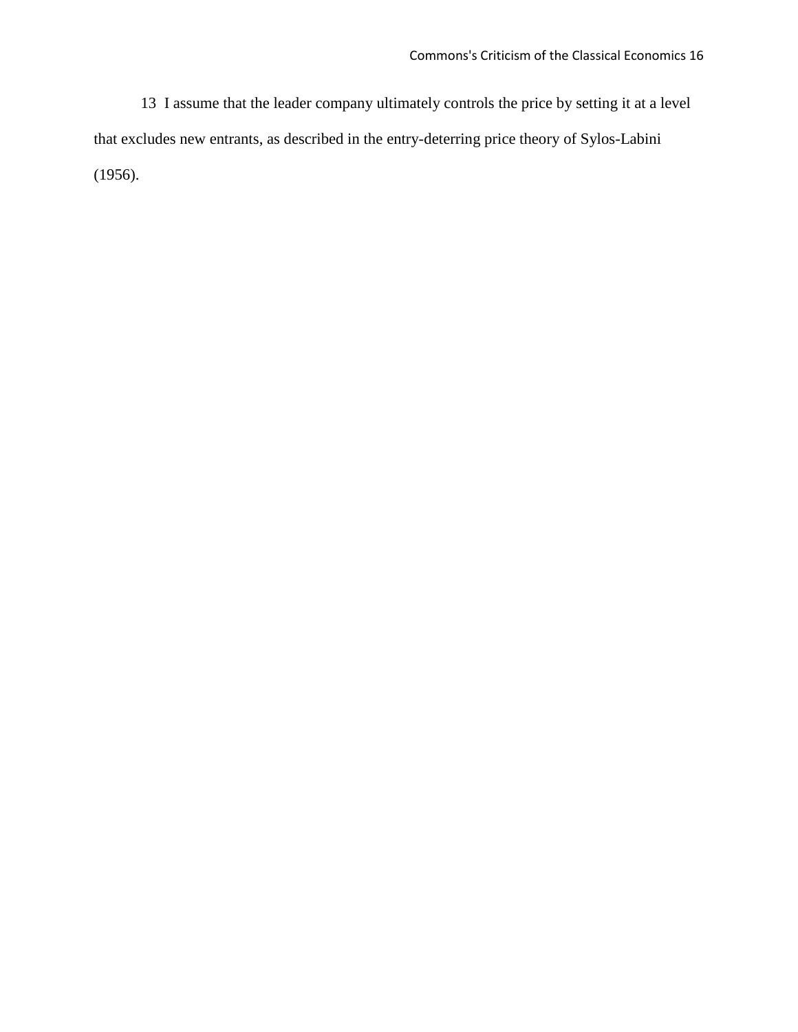13 I assume that the leader company ultimately controls the price by setting it at a level that excludes new entrants, as described in the entry-deterring price theory of Sylos-Labini (1956).